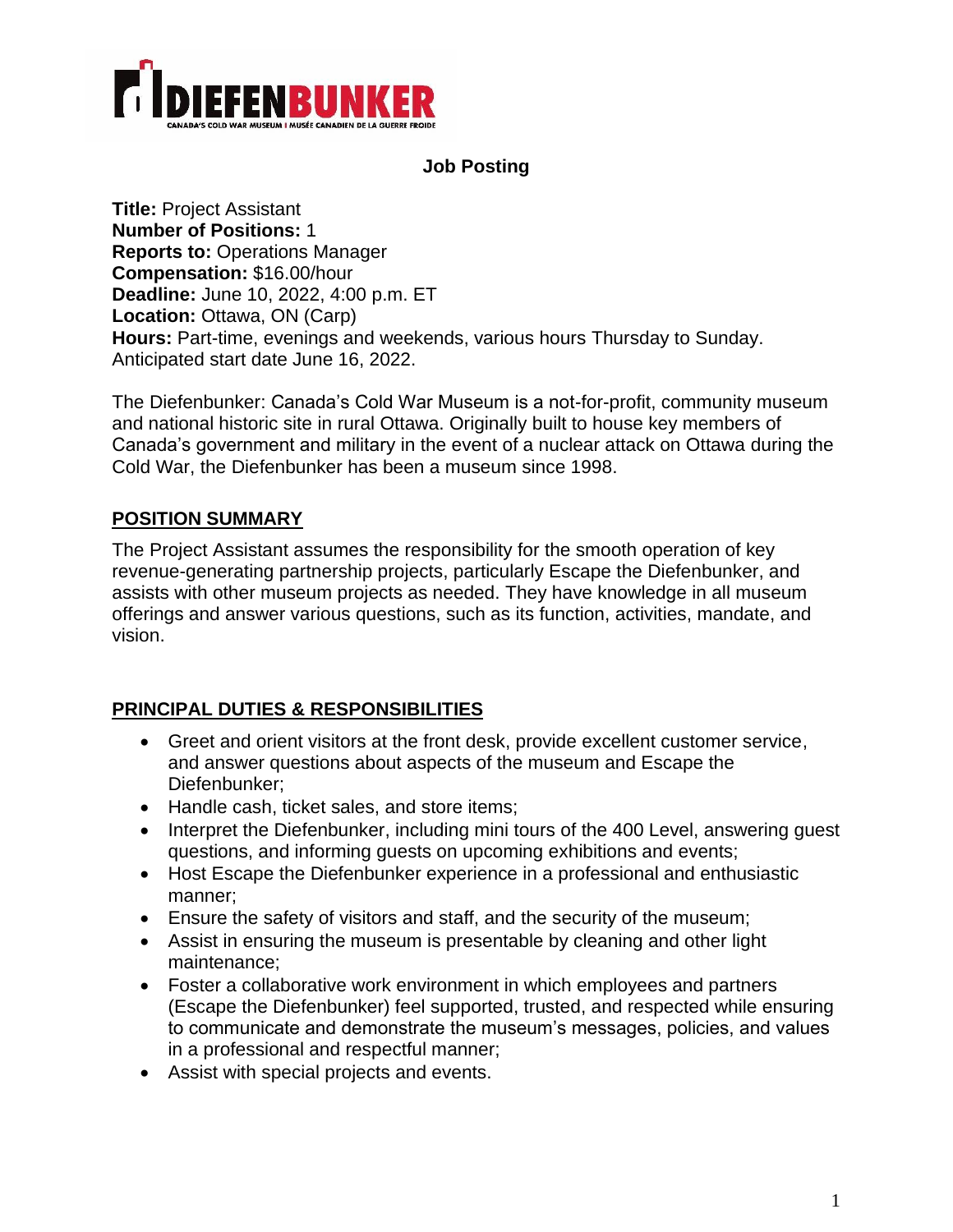DIEFENBUNKER

CANADA'S COLD WAR MUSEUM | MUSÉE CANADIEN DE LA GUERRE FROIDE

# Job Posting

**Title:** Project Assistant
**Number of Positions:** 1
**Reports to:** Operations Manager
**Compensation:** $16.00/hour
**Deadline:** June 10, 2022, 4:00 p.m. ET
**Location:** Ottawa, ON (Carp)
**Hours:** Part-time, evenings and weekends, various hours Thursday to Sunday. Anticipated start date June 16, 2022.

The Diefenbunker: Canada's Cold War Museum is a not-for-profit, community museum and national historic site in rural Ottawa. Originally built to house key members of Canada's government and military in the event of a nuclear attack on Ottawa during the Cold War, the Diefenbunker has been a museum since 1998.

## POSITION SUMMARY

The Project Assistant assumes the responsibility for the smooth operation of key revenue-generating partnership projects, particularly Escape the Diefenbunker, and assists with other museum projects as needed. They have knowledge in all museum offerings and answer various questions, such as its function, activities, mandate, and vision.

## PRINCIPAL DUTIES & RESPONSIBILITIES

- Greet and orient visitors at the front desk, provide excellent customer service, and answer questions about aspects of the museum and Escape the Diefenbunker;
- Handle cash, ticket sales, and store items;
- Interpret the Diefenbunker, including mini tours of the 400 Level, answering guest questions, and informing guests on upcoming exhibitions and events;
- Host Escape the Diefenbunker experience in a professional and enthusiastic manner;
- Ensure the safety of visitors and staff, and the security of the museum;
- Assist in ensuring the museum is presentable by cleaning and other light maintenance;
- Foster a collaborative work environment in which employees and partners (Escape the Diefenbunker) feel supported, trusted, and respected while ensuring to communicate and demonstrate the museum's messages, policies, and values in a professional and respectful manner;
- Assist with special projects and events.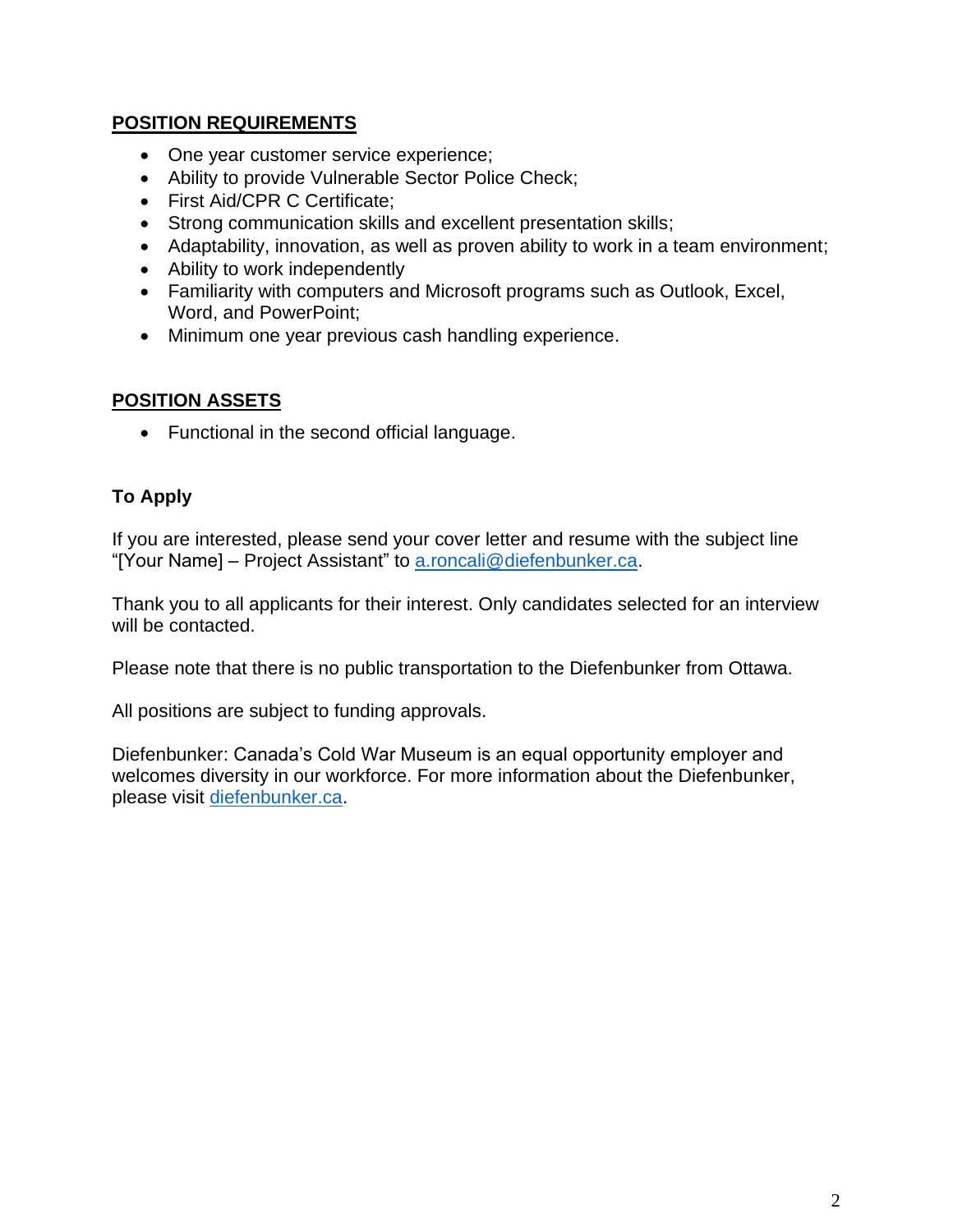## POSITION REQUIREMENTS

- One year customer service experience;
- Ability to provide Vulnerable Sector Police Check;
- First Aid/CPR C Certificate;
- Strong communication skills and excellent presentation skills;
- Adaptability, innovation, as well as proven ability to work in a team environment;
- Ability to work independently
- Familiarity with computers and Microsoft programs such as Outlook, Excel, Word, and PowerPoint;
- Minimum one year previous cash handling experience.

## POSITION ASSETS

- Functional in the second official language.

### To Apply

If you are interested, please send your cover letter and resume with the subject line "[Your Name] – Project Assistant" to [a.roncali@diefenbunker.ca](mailto:a.roncali@diefenbunker.ca).

Thank you to all applicants for their interest. Only candidates selected for an interview will be contacted.

Please note that there is no public transportation to the Diefenbunker from Ottawa.

All positions are subject to funding approvals.

Diefenbunker: Canada's Cold War Museum is an equal opportunity employer and welcomes diversity in our workforce. For more information about the Diefenbunker, please visit [diefenbunker.ca](http://diefenbunker.ca).